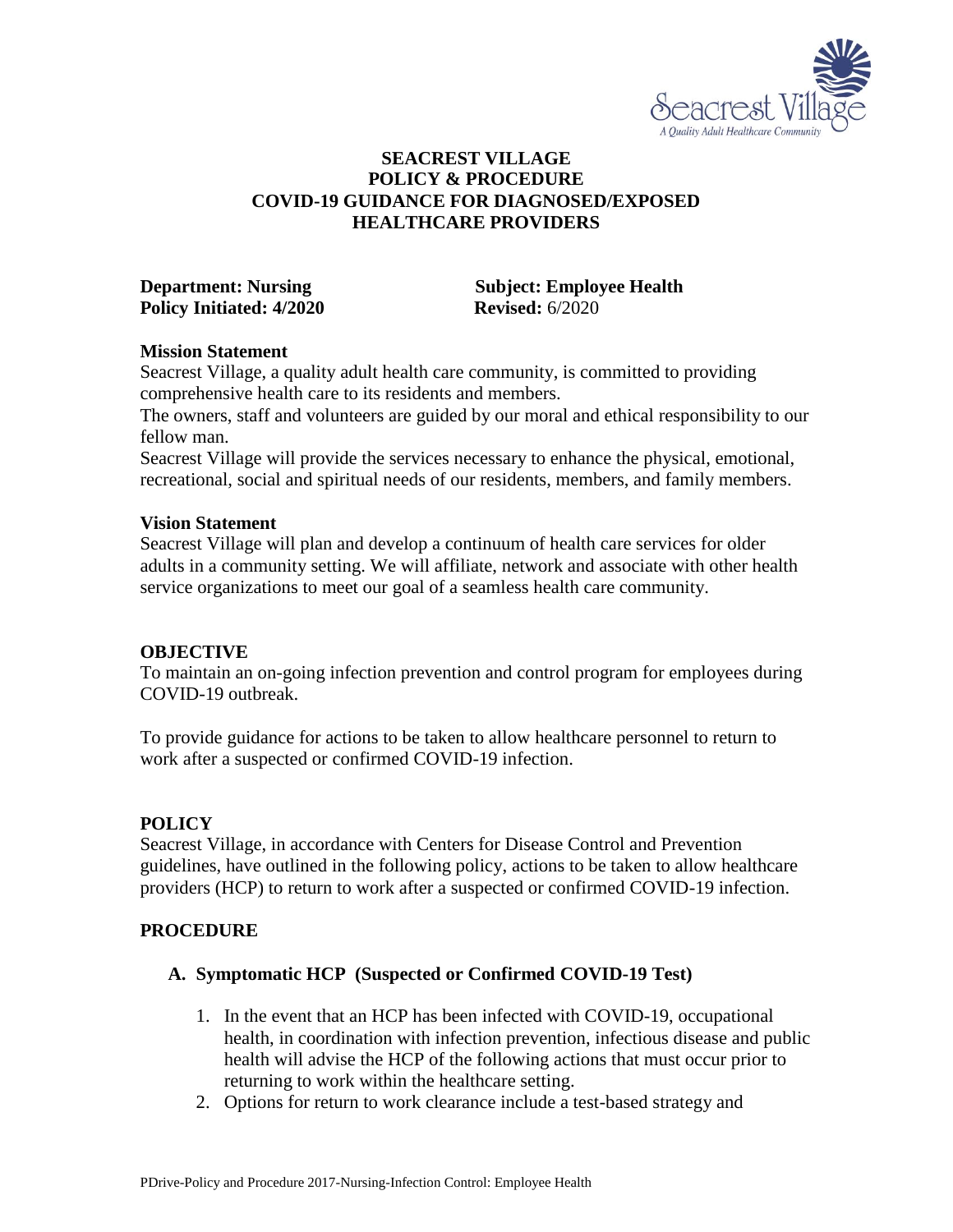# SEACREST VILLAGE
## POLICY & PROCEDURE
## COVID-19 GUIDANCE FOR DIAGNOSED/EXPOSED HEALTHCARE PROVIDERS

**Department: Nursing** **Subject: Employee Health**
**Policy Initiated: 4/2020** **Revised:** 6/2020

**Mission Statement**
Seacrest Village, a quality adult health care community, is committed to providing comprehensive health care to its residents and members.
The owners, staff and volunteers are guided by our moral and ethical responsibility to our fellow man.
Seacrest Village will provide the services necessary to enhance the physical, emotional, recreational, social and spiritual needs of our residents, members, and family members.

**Vision Statement**
Seacrest Village will plan and develop a continuum of health care services for older adults in a community setting. We will affiliate, network and associate with other health service organizations to meet our goal of a seamless health care community.

### OBJECTIVE
To maintain an on-going infection prevention and control program for employees during COVID-19 outbreak.

To provide guidance for actions to be taken to allow healthcare personnel to return to work after a suspected or confirmed COVID-19 infection.

### POLICY
Seacrest Village, in accordance with Centers for Disease Control and Prevention guidelines, have outlined in the following policy, actions to be taken to allow healthcare providers (HCP) to return to work after a suspected or confirmed COVID-19 infection.

### PROCEDURE

**A. Symptomatic HCP (Suspected or Confirmed COVID-19 Test)**

1. In the event that an HCP has been infected with COVID-19, occupational health, in coordination with infection prevention, infectious disease and public health will advise the HCP of the following actions that must occur prior to returning to work within the healthcare setting.
2. Options for return to work clearance include a test-based strategy and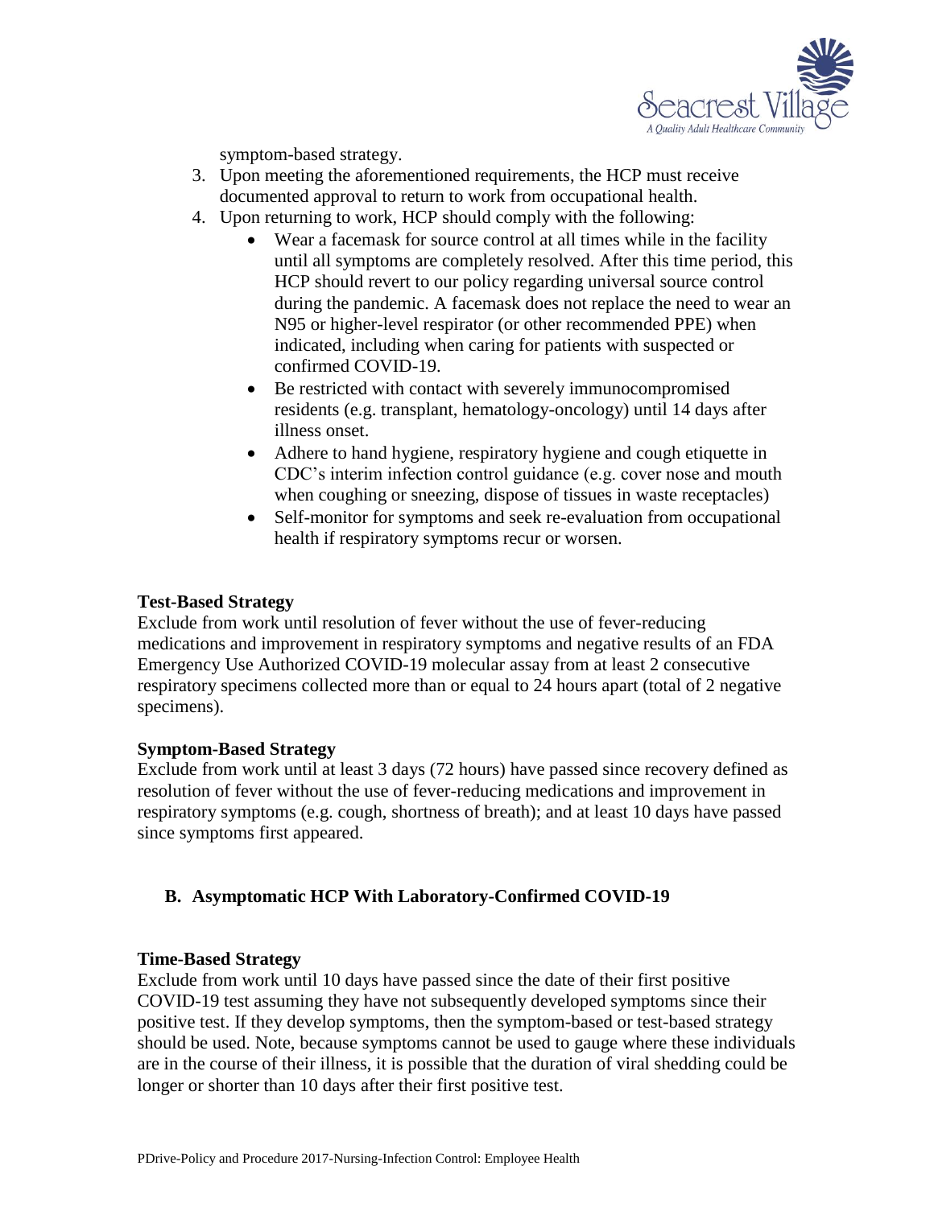symptom-based strategy.

3. Upon meeting the aforementioned requirements, the HCP must receive documented approval to return to work from occupational health.
4. Upon returning to work, HCP should comply with the following:
   - Wear a facemask for source control at all times while in the facility until all symptoms are completely resolved. After this time period, this HCP should revert to our policy regarding universal source control during the pandemic. A facemask does not replace the need to wear an N95 or higher-level respirator (or other recommended PPE) when indicated, including when caring for patients with suspected or confirmed COVID-19.
   - Be restricted with contact with severely immunocompromised residents (e.g. transplant, hematology-oncology) until 14 days after illness onset.
   - Adhere to hand hygiene, respiratory hygiene and cough etiquette in CDC's interim infection control guidance (e.g. cover nose and mouth when coughing or sneezing, dispose of tissues in waste receptacles)
   - Self-monitor for symptoms and seek re-evaluation from occupational health if respiratory symptoms recur or worsen.

**Test-Based Strategy**

Exclude from work until resolution of fever without the use of fever-reducing medications and improvement in respiratory symptoms and negative results of an FDA Emergency Use Authorized COVID-19 molecular assay from at least 2 consecutive respiratory specimens collected more than or equal to 24 hours apart (total of 2 negative specimens).

**Symptom-Based Strategy**

Exclude from work until at least 3 days (72 hours) have passed since recovery defined as resolution of fever without the use of fever-reducing medications and improvement in respiratory symptoms (e.g. cough, shortness of breath); and at least 10 days have passed since symptoms first appeared.

## B. Asymptomatic HCP With Laboratory-Confirmed COVID-19

**Time-Based Strategy**

Exclude from work until 10 days have passed since the date of their first positive COVID-19 test assuming they have not subsequently developed symptoms since their positive test. If they develop symptoms, then the symptom-based or test-based strategy should be used. Note, because symptoms cannot be used to gauge where these individuals are in the course of their illness, it is possible that the duration of viral shedding could be longer or shorter than 10 days after their first positive test.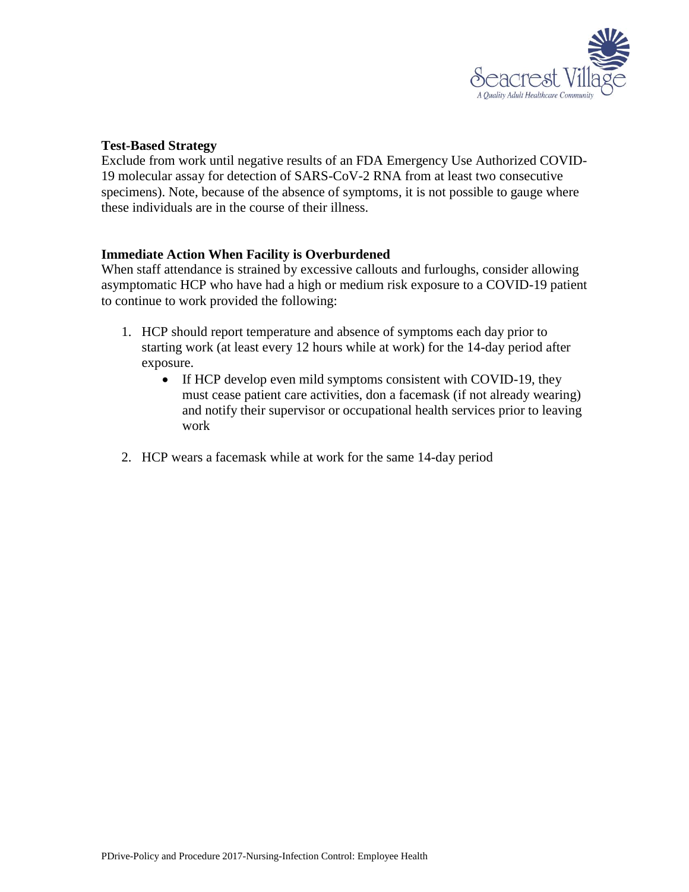**Test-Based Strategy**

Exclude from work until negative results of an FDA Emergency Use Authorized COVID-19 molecular assay for detection of SARS-CoV-2 RNA from at least two consecutive specimens). Note, because of the absence of symptoms, it is not possible to gauge where these individuals are in the course of their illness.

**Immediate Action When Facility is Overburdened**

When staff attendance is strained by excessive callouts and furloughs, consider allowing asymptomatic HCP who have had a high or medium risk exposure to a COVID-19 patient to continue to work provided the following:

1. HCP should report temperature and absence of symptoms each day prior to starting work (at least every 12 hours while at work) for the 14-day period after exposure.
   - If HCP develop even mild symptoms consistent with COVID-19, they must cease patient care activities, don a facemask (if not already wearing) and notify their supervisor or occupational health services prior to leaving work
2. HCP wears a facemask while at work for the same 14-day period